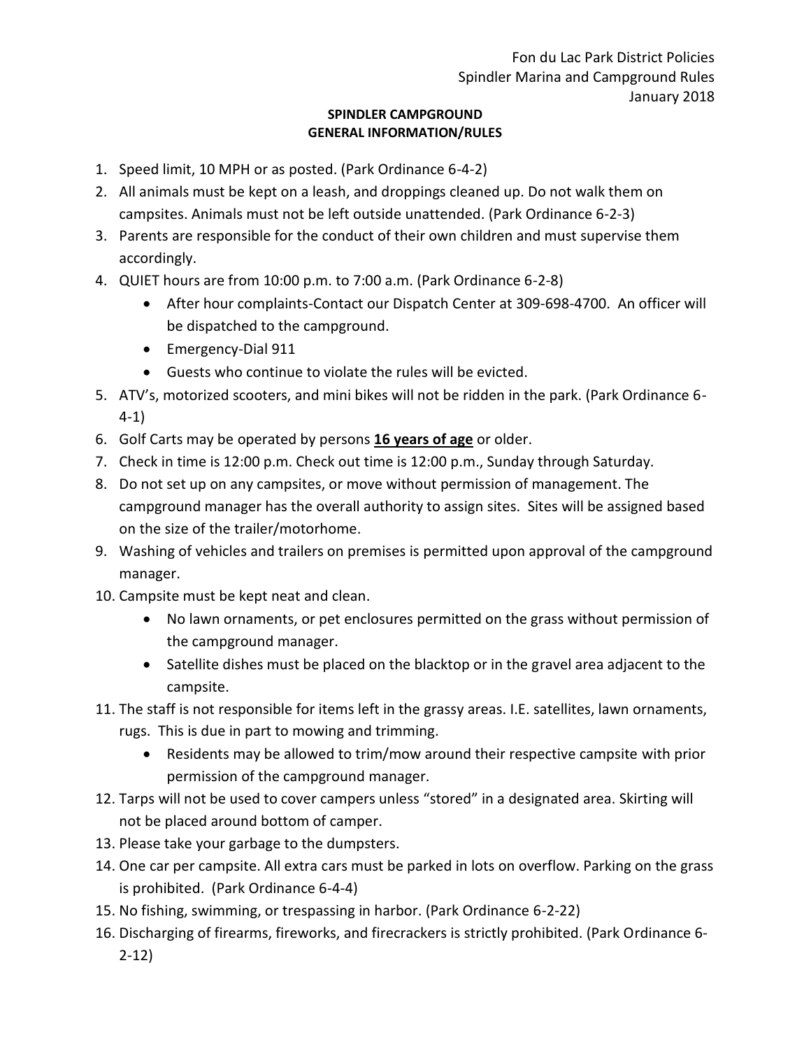Fon du Lac Park District Policies
Spindler Marina and Campground Rules
January 2018

**SPINDLER CAMPGROUND**
**GENERAL INFORMATION/RULES**

1. Speed limit, 10 MPH or as posted. (Park Ordinance 6-4-2)
2. All animals must be kept on a leash, and droppings cleaned up. Do not walk them on campsites. Animals must not be left outside unattended. (Park Ordinance 6-2-3)
3. Parents are responsible for the conduct of their own children and must supervise them accordingly.
4. QUIET hours are from 10:00 p.m. to 7:00 a.m. (Park Ordinance 6-2-8)
   - After hour complaints-Contact our Dispatch Center at 309-698-4700. An officer will be dispatched to the campground.
   - Emergency-Dial 911
   - Guests who continue to violate the rules will be evicted.
5. ATV's, motorized scooters, and mini bikes will not be ridden in the park. (Park Ordinance 6-4-1)
6. Golf Carts may be operated by persons **16 years of age** or older.
7. Check in time is 12:00 p.m. Check out time is 12:00 p.m., Sunday through Saturday.
8. Do not set up on any campsites, or move without permission of management. The campground manager has the overall authority to assign sites. Sites will be assigned based on the size of the trailer/motorhome.
9. Washing of vehicles and trailers on premises is permitted upon approval of the campground manager.
10. Campsite must be kept neat and clean.
    - No lawn ornaments, or pet enclosures permitted on the grass without permission of the campground manager.
    - Satellite dishes must be placed on the blacktop or in the gravel area adjacent to the campsite.
11. The staff is not responsible for items left in the grassy areas. I.E. satellites, lawn ornaments, rugs. This is due in part to mowing and trimming.
    - Residents may be allowed to trim/mow around their respective campsite with prior permission of the campground manager.
12. Tarps will not be used to cover campers unless "stored" in a designated area. Skirting will not be placed around bottom of camper.
13. Please take your garbage to the dumpsters.
14. One car per campsite. All extra cars must be parked in lots on overflow. Parking on the grass is prohibited. (Park Ordinance 6-4-4)
15. No fishing, swimming, or trespassing in harbor. (Park Ordinance 6-2-22)
16. Discharging of firearms, fireworks, and firecrackers is strictly prohibited. (Park Ordinance 6-2-12)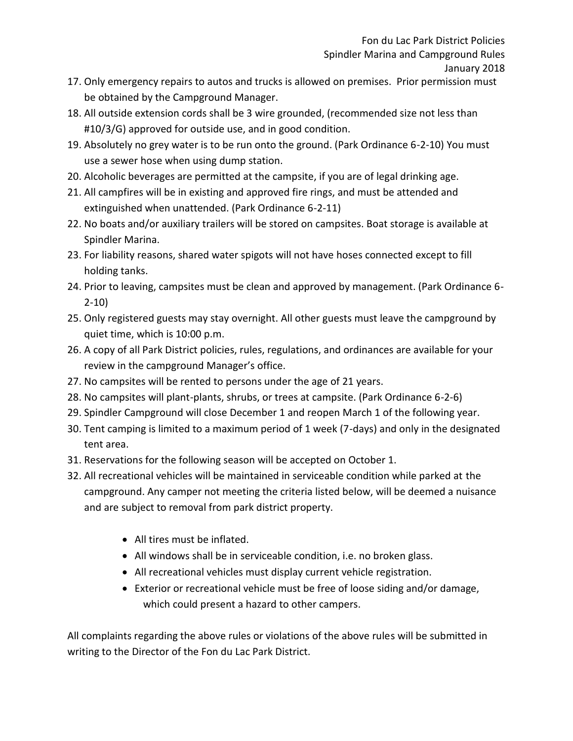17. Only emergency repairs to autos and trucks is allowed on premises. Prior permission must be obtained by the Campground Manager.
18. All outside extension cords shall be 3 wire grounded, (recommended size not less than #10/3/G) approved for outside use, and in good condition.
19. Absolutely no grey water is to be run onto the ground. (Park Ordinance 6-2-10) You must use a sewer hose when using dump station.
20. Alcoholic beverages are permitted at the campsite, if you are of legal drinking age.
21. All campfires will be in existing and approved fire rings, and must be attended and extinguished when unattended. (Park Ordinance 6-2-11)
22. No boats and/or auxiliary trailers will be stored on campsites. Boat storage is available at Spindler Marina.
23. For liability reasons, shared water spigots will not have hoses connected except to fill holding tanks.
24. Prior to leaving, campsites must be clean and approved by management. (Park Ordinance 6-2-10)
25. Only registered guests may stay overnight. All other guests must leave the campground by quiet time, which is 10:00 p.m.
26. A copy of all Park District policies, rules, regulations, and ordinances are available for your review in the campground Manager's office.
27. No campsites will be rented to persons under the age of 21 years.
28. No campsites will plant-plants, shrubs, or trees at campsite. (Park Ordinance 6-2-6)
29. Spindler Campground will close December 1 and reopen March 1 of the following year.
30. Tent camping is limited to a maximum period of 1 week (7-days) and only in the designated tent area.
31. Reservations for the following season will be accepted on October 1.
32. All recreational vehicles will be maintained in serviceable condition while parked at the campground. Any camper not meeting the criteria listed below, will be deemed a nuisance and are subject to removal from park district property.
    - All tires must be inflated.
    - All windows shall be in serviceable condition, i.e. no broken glass.
    - All recreational vehicles must display current vehicle registration.
    - Exterior or recreational vehicle must be free of loose siding and/or damage, which could present a hazard to other campers.

All complaints regarding the above rules or violations of the above rules will be submitted in writing to the Director of the Fon du Lac Park District.